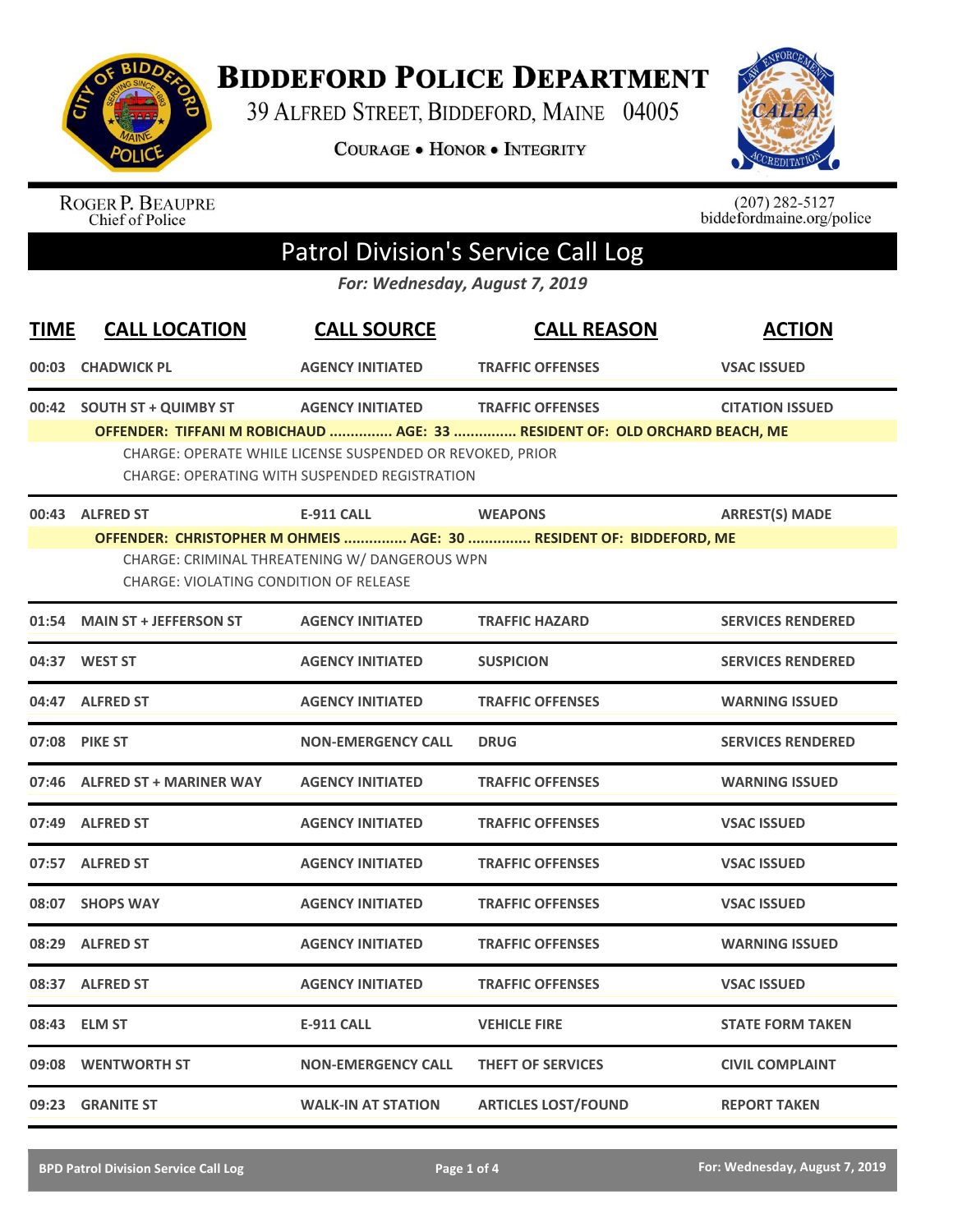# Biddeford Police Department

39 Alfred Street, Biddeford, Maine 04005

**Courage • Honor • Integrity**

Roger P. Beaupre
Chief of Police

(207) 282-5127
biddefordmaine.org/police

## Patrol Division's Service Call Log

*For: Wednesday, August 7, 2019*

| TIME | CALL LOCATION | CALL SOURCE | CALL REASON | ACTION |
|---|---|---|---|---|
| 00:03 | CHADWICK PL | AGENCY INITIATED | TRAFFIC OFFENSES | VSAC ISSUED |
| 00:42 | SOUTH ST + QUIMBY ST | AGENCY INITIATED | TRAFFIC OFFENSES | CITATION ISSUED |

**OFFENDER: TIFFANI M ROBICHAUD ............... AGE: 33 ............... RESIDENT OF: OLD ORCHARD BEACH, ME**

CHARGE: OPERATE WHILE LICENSE SUSPENDED OR REVOKED, PRIOR
CHARGE: OPERATING WITH SUSPENDED REGISTRATION

| TIME | CALL LOCATION | CALL SOURCE | CALL REASON | ACTION |
|---|---|---|---|---|
| 00:43 | ALFRED ST | E-911 CALL | WEAPONS | ARREST(S) MADE |

**OFFENDER: CHRISTOPHER M OHMEIS ............... AGE: 30 ............... RESIDENT OF: BIDDEFORD, ME**

CHARGE: CRIMINAL THREATENING W/ DANGEROUS WPN
CHARGE: VIOLATING CONDITION OF RELEASE

| TIME | CALL LOCATION | CALL SOURCE | CALL REASON | ACTION |
|---|---|---|---|---|
| 01:54 | MAIN ST + JEFFERSON ST | AGENCY INITIATED | TRAFFIC HAZARD | SERVICES RENDERED |
| 04:37 | WEST ST | AGENCY INITIATED | SUSPICION | SERVICES RENDERED |
| 04:47 | ALFRED ST | AGENCY INITIATED | TRAFFIC OFFENSES | WARNING ISSUED |
| 07:08 | PIKE ST | NON-EMERGENCY CALL | DRUG | SERVICES RENDERED |
| 07:46 | ALFRED ST + MARINER WAY | AGENCY INITIATED | TRAFFIC OFFENSES | WARNING ISSUED |
| 07:49 | ALFRED ST | AGENCY INITIATED | TRAFFIC OFFENSES | VSAC ISSUED |
| 07:57 | ALFRED ST | AGENCY INITIATED | TRAFFIC OFFENSES | VSAC ISSUED |
| 08:07 | SHOPS WAY | AGENCY INITIATED | TRAFFIC OFFENSES | VSAC ISSUED |
| 08:29 | ALFRED ST | AGENCY INITIATED | TRAFFIC OFFENSES | WARNING ISSUED |
| 08:37 | ALFRED ST | AGENCY INITIATED | TRAFFIC OFFENSES | VSAC ISSUED |
| 08:43 | ELM ST | E-911 CALL | VEHICLE FIRE | STATE FORM TAKEN |
| 09:08 | WENTWORTH ST | NON-EMERGENCY CALL | THEFT OF SERVICES | CIVIL COMPLAINT |
| 09:23 | GRANITE ST | WALK-IN AT STATION | ARTICLES LOST/FOUND | REPORT TAKEN |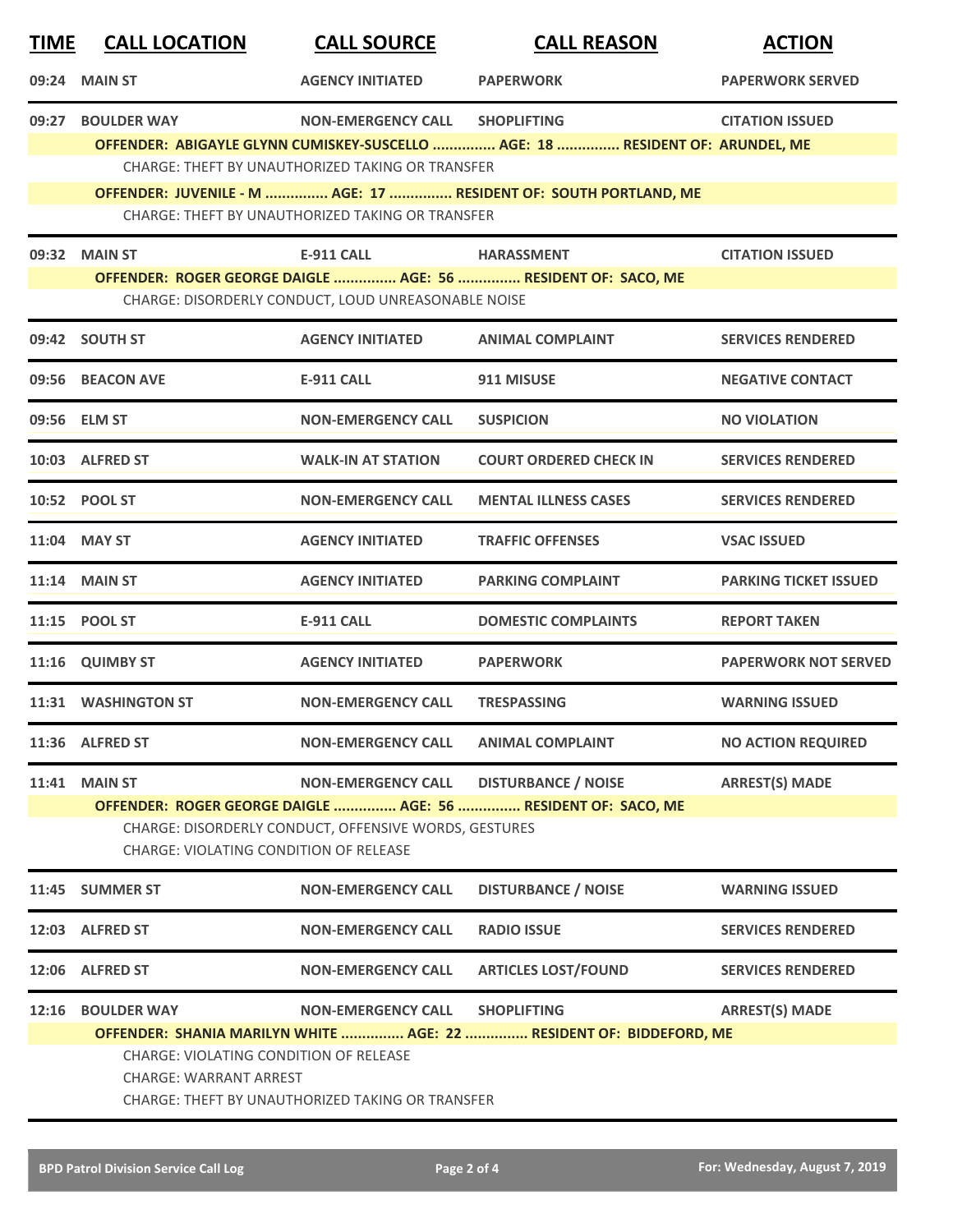| TIME | CALL LOCATION | CALL SOURCE | CALL REASON | ACTION |
|---|---|---|---|---|
| 09:24 | MAIN ST | AGENCY INITIATED | PAPERWORK | PAPERWORK SERVED |
| 09:27 | BOULDER WAY | NON-EMERGENCY CALL | SHOPLIFTING | CITATION ISSUED |
| | OFFENDER: ABIGAYLE GLYNN CUMISKEY-SUSCELLO ............... AGE: 18 ............... RESIDENT OF: ARUNDEL, ME | | | |
| | CHARGE: THEFT BY UNAUTHORIZED TAKING OR TRANSFER | | | |
| | OFFENDER: JUVENILE - M ............... AGE: 17 ............... RESIDENT OF: SOUTH PORTLAND, ME | | | |
| | CHARGE: THEFT BY UNAUTHORIZED TAKING OR TRANSFER | | | |
| 09:32 | MAIN ST | E-911 CALL | HARASSMENT | CITATION ISSUED |
| | OFFENDER: ROGER GEORGE DAIGLE ............... AGE: 56 ............... RESIDENT OF: SACO, ME | | | |
| | CHARGE: DISORDERLY CONDUCT, LOUD UNREASONABLE NOISE | | | |
| 09:42 | SOUTH ST | AGENCY INITIATED | ANIMAL COMPLAINT | SERVICES RENDERED |
| 09:56 | BEACON AVE | E-911 CALL | 911 MISUSE | NEGATIVE CONTACT |
| 09:56 | ELM ST | NON-EMERGENCY CALL | SUSPICION | NO VIOLATION |
| 10:03 | ALFRED ST | WALK-IN AT STATION | COURT ORDERED CHECK IN | SERVICES RENDERED |
| 10:52 | POOL ST | NON-EMERGENCY CALL | MENTAL ILLNESS CASES | SERVICES RENDERED |
| 11:04 | MAY ST | AGENCY INITIATED | TRAFFIC OFFENSES | VSAC ISSUED |
| 11:14 | MAIN ST | AGENCY INITIATED | PARKING COMPLAINT | PARKING TICKET ISSUED |
| 11:15 | POOL ST | E-911 CALL | DOMESTIC COMPLAINTS | REPORT TAKEN |
| 11:16 | QUIMBY ST | AGENCY INITIATED | PAPERWORK | PAPERWORK NOT SERVED |
| 11:31 | WASHINGTON ST | NON-EMERGENCY CALL | TRESPASSING | WARNING ISSUED |
| 11:36 | ALFRED ST | NON-EMERGENCY CALL | ANIMAL COMPLAINT | NO ACTION REQUIRED |
| 11:41 | MAIN ST | NON-EMERGENCY CALL | DISTURBANCE / NOISE | ARREST(S) MADE |
| | OFFENDER: ROGER GEORGE DAIGLE ............... AGE: 56 ............... RESIDENT OF: SACO, ME | | | |
| | CHARGE: DISORDERLY CONDUCT, OFFENSIVE WORDS, GESTURES | | | |
| | CHARGE: VIOLATING CONDITION OF RELEASE | | | |
| 11:45 | SUMMER ST | NON-EMERGENCY CALL | DISTURBANCE / NOISE | WARNING ISSUED |
| 12:03 | ALFRED ST | NON-EMERGENCY CALL | RADIO ISSUE | SERVICES RENDERED |
| 12:06 | ALFRED ST | NON-EMERGENCY CALL | ARTICLES LOST/FOUND | SERVICES RENDERED |
| 12:16 | BOULDER WAY | NON-EMERGENCY CALL | SHOPLIFTING | ARREST(S) MADE |
| | OFFENDER: SHANIA MARILYN WHITE ............... AGE: 22 ............... RESIDENT OF: BIDDEFORD, ME | | | |
| | CHARGE: VIOLATING CONDITION OF RELEASE | | | |
| | CHARGE: WARRANT ARREST | | | |
| | CHARGE: THEFT BY UNAUTHORIZED TAKING OR TRANSFER | | | |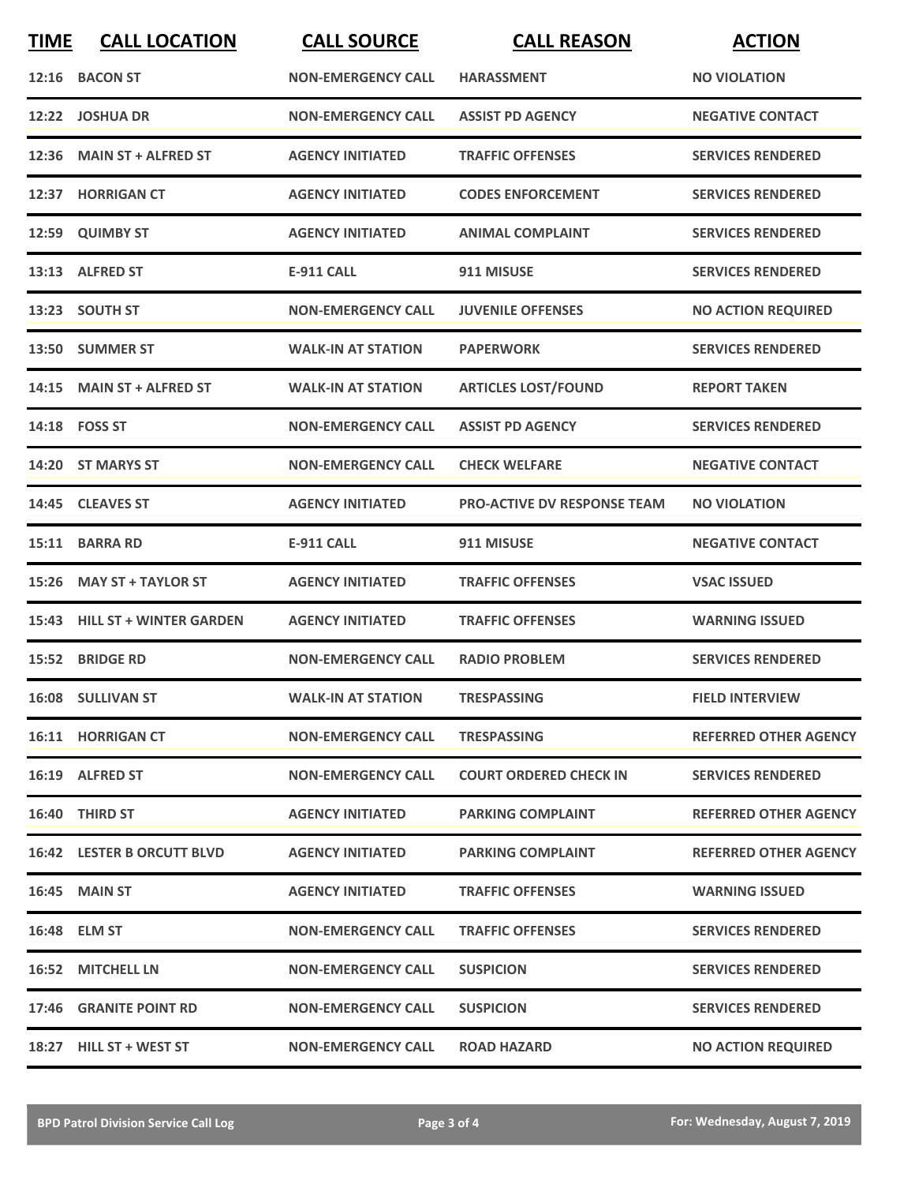| TIME | CALL LOCATION | CALL SOURCE | CALL REASON | ACTION |
|---|---|---|---|---|
| 12:16 | BACON ST | NON-EMERGENCY CALL | HARASSMENT | NO VIOLATION |
| 12:22 | JOSHUA DR | NON-EMERGENCY CALL | ASSIST PD AGENCY | NEGATIVE CONTACT |
| 12:36 | MAIN ST + ALFRED ST | AGENCY INITIATED | TRAFFIC OFFENSES | SERVICES RENDERED |
| 12:37 | HORRIGAN CT | AGENCY INITIATED | CODES ENFORCEMENT | SERVICES RENDERED |
| 12:59 | QUIMBY ST | AGENCY INITIATED | ANIMAL COMPLAINT | SERVICES RENDERED |
| 13:13 | ALFRED ST | E-911 CALL | 911 MISUSE | SERVICES RENDERED |
| 13:23 | SOUTH ST | NON-EMERGENCY CALL | JUVENILE OFFENSES | NO ACTION REQUIRED |
| 13:50 | SUMMER ST | WALK-IN AT STATION | PAPERWORK | SERVICES RENDERED |
| 14:15 | MAIN ST + ALFRED ST | WALK-IN AT STATION | ARTICLES LOST/FOUND | REPORT TAKEN |
| 14:18 | FOSS ST | NON-EMERGENCY CALL | ASSIST PD AGENCY | SERVICES RENDERED |
| 14:20 | ST MARYS ST | NON-EMERGENCY CALL | CHECK WELFARE | NEGATIVE CONTACT |
| 14:45 | CLEAVES ST | AGENCY INITIATED | PRO-ACTIVE DV RESPONSE TEAM | NO VIOLATION |
| 15:11 | BARRA RD | E-911 CALL | 911 MISUSE | NEGATIVE CONTACT |
| 15:26 | MAY ST + TAYLOR ST | AGENCY INITIATED | TRAFFIC OFFENSES | VSAC ISSUED |
| 15:43 | HILL ST + WINTER GARDEN | AGENCY INITIATED | TRAFFIC OFFENSES | WARNING ISSUED |
| 15:52 | BRIDGE RD | NON-EMERGENCY CALL | RADIO PROBLEM | SERVICES RENDERED |
| 16:08 | SULLIVAN ST | WALK-IN AT STATION | TRESPASSING | FIELD INTERVIEW |
| 16:11 | HORRIGAN CT | NON-EMERGENCY CALL | TRESPASSING | REFERRED OTHER AGENCY |
| 16:19 | ALFRED ST | NON-EMERGENCY CALL | COURT ORDERED CHECK IN | SERVICES RENDERED |
| 16:40 | THIRD ST | AGENCY INITIATED | PARKING COMPLAINT | REFERRED OTHER AGENCY |
| 16:42 | LESTER B ORCUTT BLVD | AGENCY INITIATED | PARKING COMPLAINT | REFERRED OTHER AGENCY |
| 16:45 | MAIN ST | AGENCY INITIATED | TRAFFIC OFFENSES | WARNING ISSUED |
| 16:48 | ELM ST | NON-EMERGENCY CALL | TRAFFIC OFFENSES | SERVICES RENDERED |
| 16:52 | MITCHELL LN | NON-EMERGENCY CALL | SUSPICION | SERVICES RENDERED |
| 17:46 | GRANITE POINT RD | NON-EMERGENCY CALL | SUSPICION | SERVICES RENDERED |
| 18:27 | HILL ST + WEST ST | NON-EMERGENCY CALL | ROAD HAZARD | NO ACTION REQUIRED |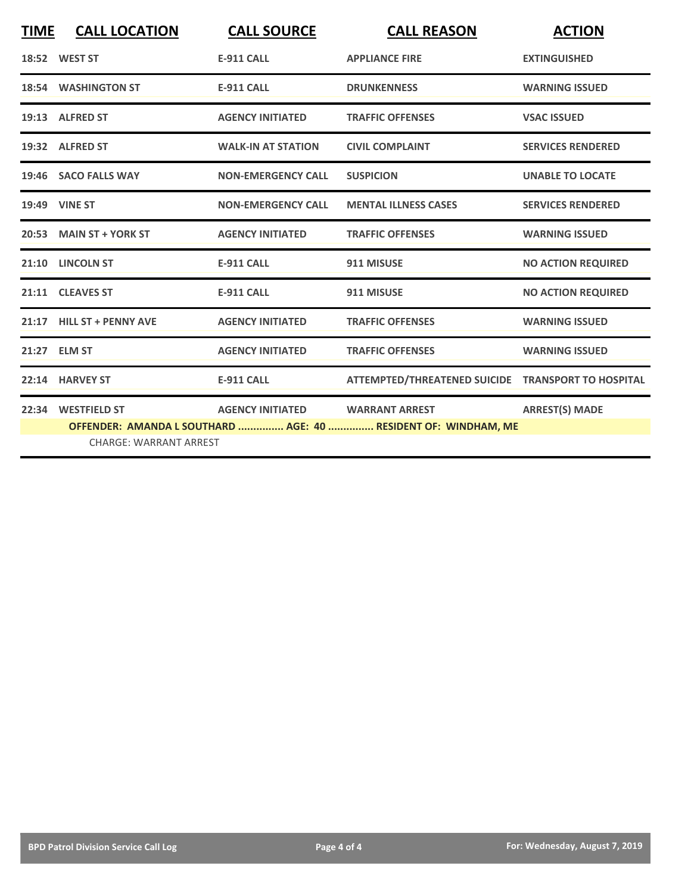| TIME | CALL LOCATION | CALL SOURCE | CALL REASON | ACTION |
|---|---|---|---|---|
| 18:52 | WEST ST | E-911 CALL | APPLIANCE FIRE | EXTINGUISHED |
| 18:54 | WASHINGTON ST | E-911 CALL | DRUNKENNESS | WARNING ISSUED |
| 19:13 | ALFRED ST | AGENCY INITIATED | TRAFFIC OFFENSES | VSAC ISSUED |
| 19:32 | ALFRED ST | WALK-IN AT STATION | CIVIL COMPLAINT | SERVICES RENDERED |
| 19:46 | SACO FALLS WAY | NON-EMERGENCY CALL | SUSPICION | UNABLE TO LOCATE |
| 19:49 | VINE ST | NON-EMERGENCY CALL | MENTAL ILLNESS CASES | SERVICES RENDERED |
| 20:53 | MAIN ST + YORK ST | AGENCY INITIATED | TRAFFIC OFFENSES | WARNING ISSUED |
| 21:10 | LINCOLN ST | E-911 CALL | 911 MISUSE | NO ACTION REQUIRED |
| 21:11 | CLEAVES ST | E-911 CALL | 911 MISUSE | NO ACTION REQUIRED |
| 21:17 | HILL ST + PENNY AVE | AGENCY INITIATED | TRAFFIC OFFENSES | WARNING ISSUED |
| 21:27 | ELM ST | AGENCY INITIATED | TRAFFIC OFFENSES | WARNING ISSUED |
| 22:14 | HARVEY ST | E-911 CALL | ATTEMPTED/THREATENED SUICIDE | TRANSPORT TO HOSPITAL |
| 22:34 | WESTFIELD ST | AGENCY INITIATED | WARRANT ARREST | ARREST(S) MADE |

**OFFENDER: AMANDA L SOUTHARD ............... AGE: 40 ............... RESIDENT OF: WINDHAM, ME**

CHARGE: WARRANT ARREST

BPD Patrol Division Service Call Log — For: Wednesday, August 7, 2019